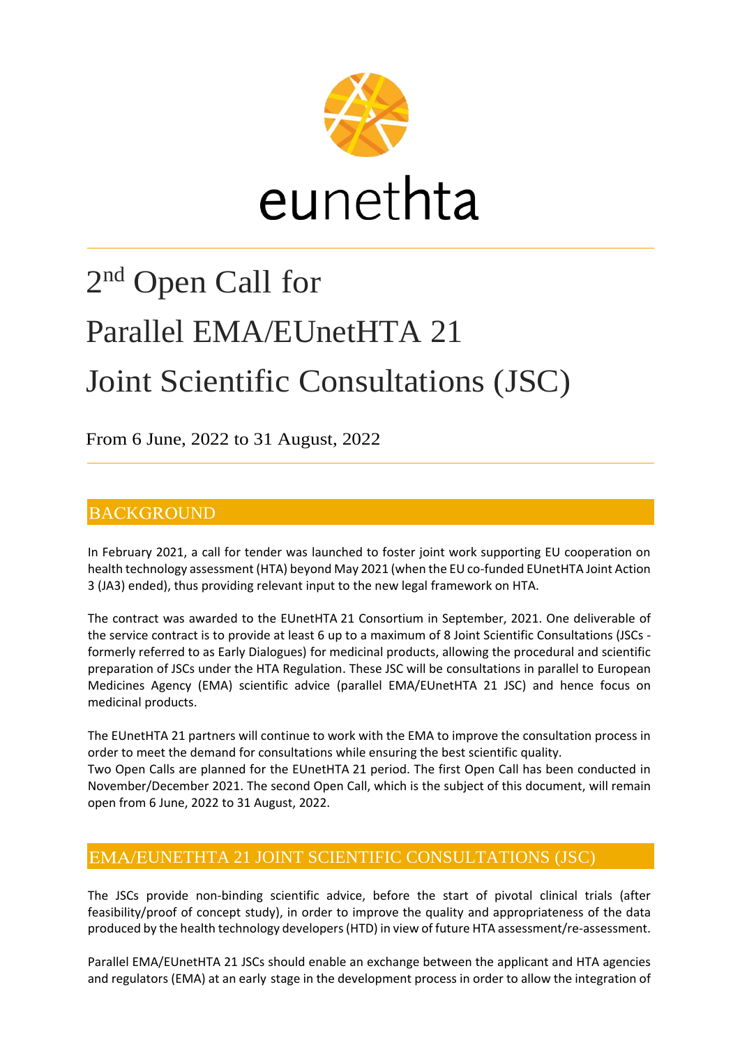eunethta

# 2nd Open Call for Parallel EMA/EUnetHTA 21 Joint Scientific Consultations (JSC)

From 6 June, 2022 to 31 August, 2022

## BACKGROUND

In February 2021, a call for tender was launched to foster joint work supporting EU cooperation on health technology assessment (HTA) beyond May 2021 (when the EU co-funded EUnetHTA Joint Action 3 (JA3) ended), thus providing relevant input to the new legal framework on HTA.

The contract was awarded to the EUnetHTA 21 Consortium in September, 2021. One deliverable of the service contract is to provide at least 6 up to a maximum of 8 Joint Scientific Consultations (JSCs - formerly referred to as Early Dialogues) for medicinal products, allowing the procedural and scientific preparation of JSCs under the HTA Regulation. These JSC will be consultations in parallel to European Medicines Agency (EMA) scientific advice (parallel EMA/EUnetHTA 21 JSC) and hence focus on medicinal products.

The EUnetHTA 21 partners will continue to work with the EMA to improve the consultation process in order to meet the demand for consultations while ensuring the best scientific quality.
Two Open Calls are planned for the EUnetHTA 21 period. The first Open Call has been conducted in November/December 2021. The second Open Call, which is the subject of this document, will remain open from 6 June, 2022 to 31 August, 2022.

## EMA/EUNETHTA 21 JOINT SCIENTIFIC CONSULTATIONS (JSC)

The JSCs provide non-binding scientific advice, before the start of pivotal clinical trials (after feasibility/proof of concept study), in order to improve the quality and appropriateness of the data produced by the health technology developers (HTD) in view of future HTA assessment/re-assessment.

Parallel EMA/EUnetHTA 21 JSCs should enable an exchange between the applicant and HTA agencies and regulators (EMA) at an early stage in the development process in order to allow the integration of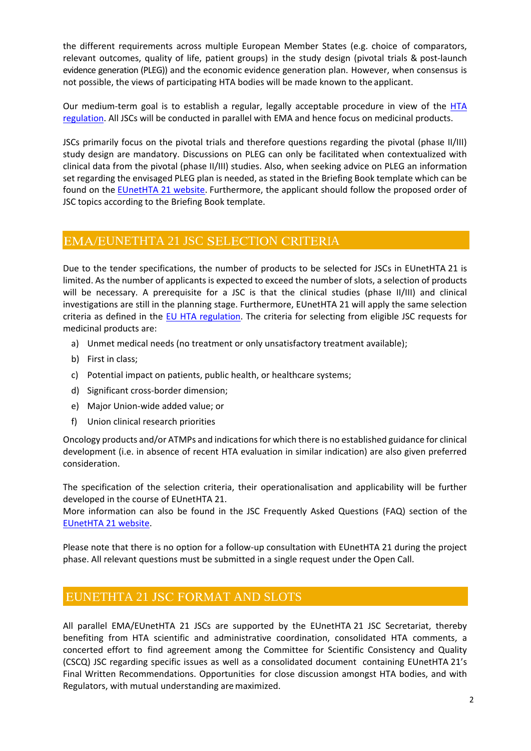the different requirements across multiple European Member States (e.g. choice of comparators, relevant outcomes, quality of life, patient groups) in the study design (pivotal trials & post-launch evidence generation (PLEG)) and the economic evidence generation plan. However, when consensus is not possible, the views of participating HTA bodies will be made known to the applicant.

Our medium-term goal is to establish a regular, legally acceptable procedure in view of the HTA regulation. All JSCs will be conducted in parallel with EMA and hence focus on medicinal products.

JSCs primarily focus on the pivotal trials and therefore questions regarding the pivotal (phase II/III) study design are mandatory. Discussions on PLEG can only be facilitated when contextualized with clinical data from the pivotal (phase II/III) studies. Also, when seeking advice on PLEG an information set regarding the envisaged PLEG plan is needed, as stated in the Briefing Book template which can be found on the EUnetHTA 21 website. Furthermore, the applicant should follow the proposed order of JSC topics according to the Briefing Book template.

## EMA/EUNETHTA 21 JSC SELECTION CRITERIA

Due to the tender specifications, the number of products to be selected for JSCs in EUnetHTA 21 is limited. As the number of applicants is expected to exceed the number of slots, a selection of products will be necessary. A prerequisite for a JSC is that the clinical studies (phase II/III) and clinical investigations are still in the planning stage. Furthermore, EUnetHTA 21 will apply the same selection criteria as defined in the EU HTA regulation. The criteria for selecting from eligible JSC requests for medicinal products are:

a) Unmet medical needs (no treatment or only unsatisfactory treatment available);
b) First in class;
c) Potential impact on patients, public health, or healthcare systems;
d) Significant cross-border dimension;
e) Major Union-wide added value; or
f) Union clinical research priorities

Oncology products and/or ATMPs and indications for which there is no established guidance for clinical development (i.e. in absence of recent HTA evaluation in similar indication) are also given preferred consideration.

The specification of the selection criteria, their operationalisation and applicability will be further developed in the course of EUnetHTA 21.
More information can also be found in the JSC Frequently Asked Questions (FAQ) section of the EUnetHTA 21 website.

Please note that there is no option for a follow-up consultation with EUnetHTA 21 during the project phase. All relevant questions must be submitted in a single request under the Open Call.

## EUNETHTA 21 JSC FORMAT AND SLOTS

All parallel EMA/EUnetHTA 21 JSCs are supported by the EUnetHTA 21 JSC Secretariat, thereby benefiting from HTA scientific and administrative coordination, consolidated HTA comments, a concerted effort to find agreement among the Committee for Scientific Consistency and Quality (CSCQ) JSC regarding specific issues as well as a consolidated document containing EUnetHTA 21's Final Written Recommendations. Opportunities for close discussion amongst HTA bodies, and with Regulators, with mutual understanding are maximized.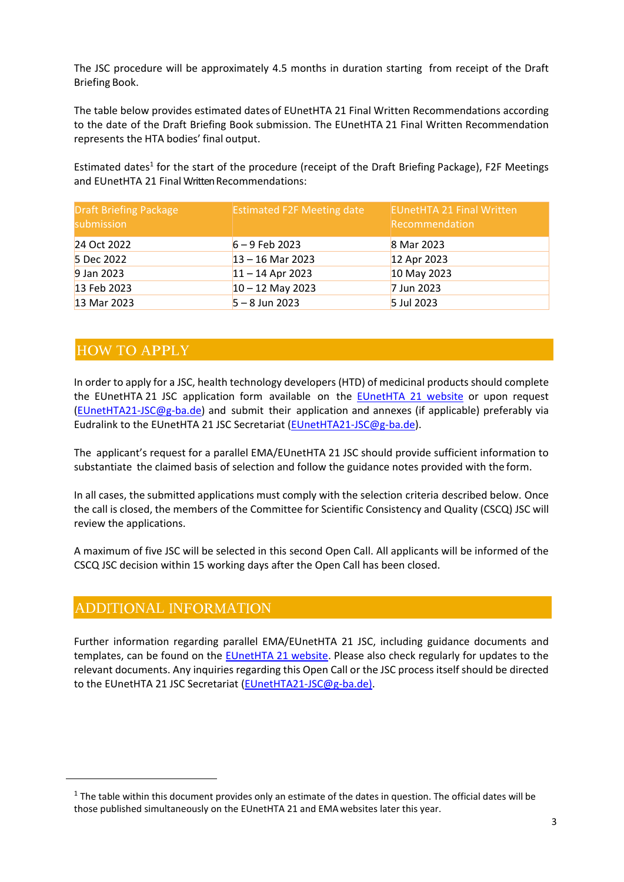The JSC procedure will be approximately 4.5 months in duration starting from receipt of the Draft Briefing Book.

The table below provides estimated dates of EUnetHTA 21 Final Written Recommendations according to the date of the Draft Briefing Book submission. The EUnetHTA 21 Final Written Recommendation represents the HTA bodies' final output.

Estimated dates[1] for the start of the procedure (receipt of the Draft Briefing Package), F2F Meetings and EUnetHTA 21 Final Written Recommendations:

| Draft Briefing Package submission | Estimated F2F Meeting date | EUnetHTA 21 Final Written Recommendation |
|---|---|---|
| 24 Oct 2022 | 6 – 9 Feb 2023 | 8 Mar 2023 |
| 5 Dec 2022 | 13 – 16 Mar 2023 | 12 Apr 2023 |
| 9 Jan 2023 | 11 – 14 Apr 2023 | 10 May 2023 |
| 13 Feb 2023 | 10 – 12 May 2023 | 7 Jun 2023 |
| 13 Mar 2023 | 5 – 8 Jun 2023 | 5 Jul 2023 |

## HOW TO APPLY

In order to apply for a JSC, health technology developers (HTD) of medicinal products should complete the EUnetHTA 21 JSC application form available on the EUnetHTA 21 website or upon request (EUnetHTA21-JSC@g-ba.de) and submit their application and annexes (if applicable) preferably via Eudralink to the EUnetHTA 21 JSC Secretariat (EUnetHTA21-JSC@g-ba.de).

The applicant's request for a parallel EMA/EUnetHTA 21 JSC should provide sufficient information to substantiate the claimed basis of selection and follow the guidance notes provided with the form.

In all cases, the submitted applications must comply with the selection criteria described below. Once the call is closed, the members of the Committee for Scientific Consistency and Quality (CSCQ) JSC will review the applications.

A maximum of five JSC will be selected in this second Open Call. All applicants will be informed of the CSCQ JSC decision within 15 working days after the Open Call has been closed.

## ADDITIONAL INFORMATION

Further information regarding parallel EMA/EUnetHTA 21 JSC, including guidance documents and templates, can be found on the EUnetHTA 21 website. Please also check regularly for updates to the relevant documents. Any inquiries regarding this Open Call or the JSC process itself should be directed to the EUnetHTA 21 JSC Secretariat (EUnetHTA21-JSC@g-ba.de).

[1] The table within this document provides only an estimate of the dates in question. The official dates will be those published simultaneously on the EUnetHTA 21 and EMA websites later this year.